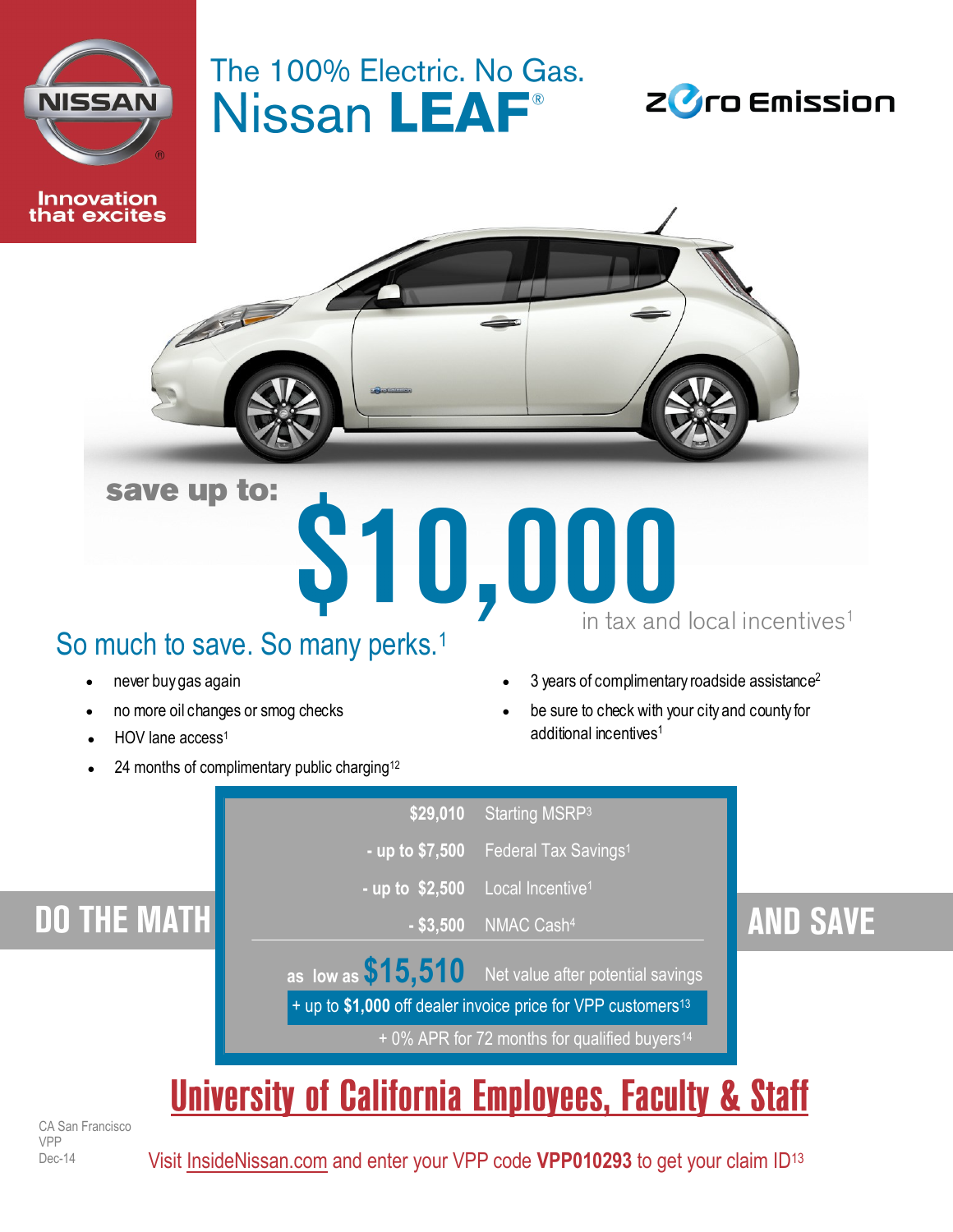NISSAN

Innovation that excites

# The 100% Electric. No Gas.
# Nissan **LEAF**®

Zero Emission

save up to:

# $10,000

in tax and local incentives[1]

## So much to save. So many perks.[1]

- never buy gas again
- no more oil changes or smog checks
- HOV lane access[1]
- 24 months of complimentary public charging[12]
- 3 years of complimentary roadside assistance[2]
- be sure to check with your city and county for additional incentives[1]

## DO THE MATH AND SAVE

| | |
|---|---|
| **$29,010** | Starting MSRP[3] |
| **- up to $7,500** | Federal Tax Savings[1] |
| **- up to $2,500** | Local Incentive[1] |
| **- $3,500** | NMAC Cash[4] |
| **as low as $15,510** | Net value after potential savings |

+ up to **$1,000** off dealer invoice price for VPP customers[13]

+ 0% APR for 72 months for qualified buyers[14]

## University of California Employees, Faculty & Staff

Visit InsideNissan.com and enter your VPP code **VPP010293** to get your claim ID[13]

CA San Francisco
VPP
Dec-14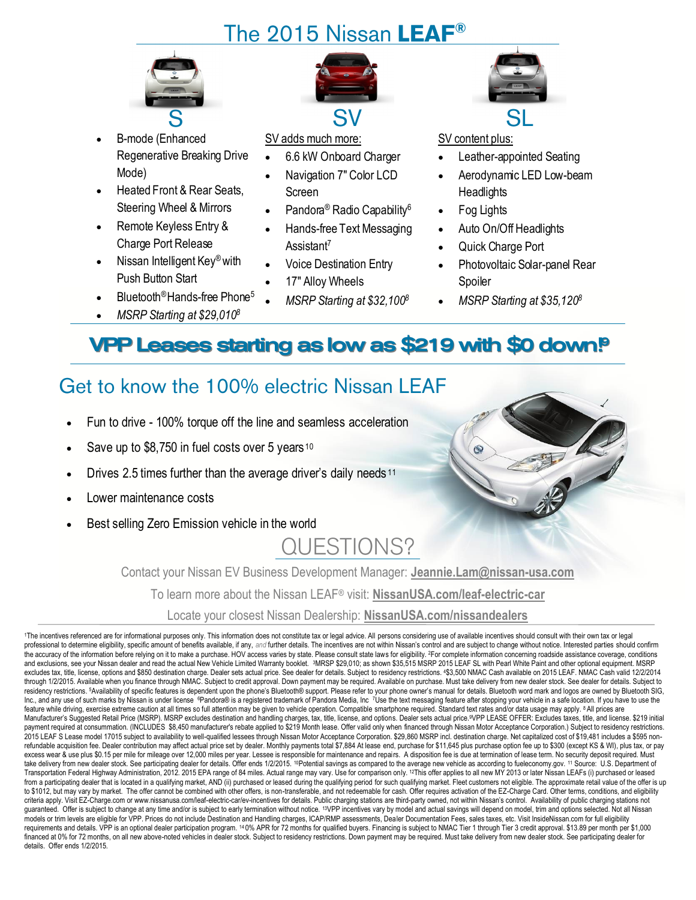# The 2015 Nissan LEAF®

## S

- B-mode (Enhanced Regenerative Breaking Drive Mode)
- Heated Front & Rear Seats, Steering Wheel & Mirrors
- Remote Keyless Entry & Charge Port Release
- Nissan Intelligent Key® with Push Button Start
- Bluetooth® Hands-free Phone[5]
- *MSRP Starting at $29,010[8]*

## SV

SV adds much more:

- 6.6 kW Onboard Charger
- Navigation 7" Color LCD Screen
- Pandora® Radio Capability[6]
- Hands-free Text Messaging Assistant[7]
- Voice Destination Entry
- 17" Alloy Wheels
- *MSRP Starting at $32,100[8]*

## SL

SV content plus:

- Leather-appointed Seating
- Aerodynamic LED Low-beam Headlights
- Fog Lights
- Auto On/Off Headlights
- Quick Charge Port
- Photovoltaic Solar-panel Rear Spoiler
- *MSRP Starting at $35,120[8]*

## VPP Leases starting as low as $219 with $0 down![9]

## Get to know the 100% electric Nissan LEAF

- Fun to drive - 100% torque off the line and seamless acceleration
- Save up to $8,750 in fuel costs over 5 years[10]
- Drives 2.5 times further than the average driver's daily needs[11]
- Lower maintenance costs
- Best selling Zero Emission vehicle in the world

## QUESTIONS?

Contact your Nissan EV Business Development Manager: **Jeannie.Lam@nissan-usa.com**

To learn more about the Nissan LEAF® visit: **NissanUSA.com/leaf-electric-car**

Locate your closest Nissan Dealership: **NissanUSA.com/nissandealers**

---

[1]The incentives referenced are for informational purposes only. This information does not constitute tax or legal advice. All persons considering use of available incentives should consult with their own tax or legal professional to determine eligibility, specific amount of benefits available, if any, and further details. The incentives are not within Nissan's control and are subject to change without notice. Interested parties should confirm the accuracy of the information before relying on it to make a purchase. HOV access varies by state. Please consult state laws for eligibility. [2]For complete information concerning roadside assistance coverage, conditions and exclusions, see your Nissan dealer and read the actual New Vehicle Limited Warranty booklet. [3]MRSP $29,010; as shown $35,515 MSRP 2015 LEAF SL with Pearl White Paint and other optional equipment. MSRP excludes tax, title, license, options and $850 destination charge. Dealer sets actual price. See dealer for details. Subject to residency restrictions. [4]$3,500 NMAC Cash available on 2015 LEAF. NMAC Cash valid 12/2/2014 through 1/2/2015. Available when you finance through NMAC. Subject to credit approval. Down payment may be required. Available on purchase. Must take delivery from new dealer stock. See dealer for details. Subject to residency restrictions. [5]Availability of specific features is dependent upon the phone's Bluetooth® support. Please refer to your phone owner's manual for details. Bluetooth word mark and logos are owned by Bluetooth SIG, Inc., and any use of such marks by Nissan is under license [6]Pandora® is a registered trademark of Pandora Media, Inc [7]Use the text messaging feature after stopping your vehicle in a safe location. If you have to use the feature while driving, exercise extreme caution at all times so full attention may be given to vehicle operation. Compatible smartphone required. Standard text rates and/or data usage may apply. [8]All prices are Manufacturer's Suggested Retail Price (MSRP). MSRP excludes destination and handling charges, tax, title, license, and options. Dealer sets actual price.[9]VPP LEASE OFFER: Excludes taxes, title, and license. $219 initial payment required at consummation. (INCLUDES $8,450 manufacturer's rebate applied to $219 Month lease. Offer valid only when financed through Nissan Motor Acceptance Corporation.) Subject to residency restrictions. 2015 LEAF S Lease model 17015 subject to availability to well-qualified lessees through Nissan Motor Acceptance Corporation. $29,860 MSRP incl. destination charge. Net capitalized cost of $19,481 includes a $595 non-refundable acquisition fee. Dealer contribution may affect actual price set by dealer. Monthly payments total $7,884 At lease end, purchase for $11,645 plus purchase option fee up to $300 (except KS & WI), plus tax, or pay excess wear & use plus $0.15 per mile for mileage over 12,000 miles per year. Lessee is responsible for maintenance and repairs. A disposition fee is due at termination of lease term. No security deposit required. Must take delivery from new dealer stock. See participating dealer for details. Offer ends 1/2/2015. [10]Potential savings as compared to the average new vehicle as according to fueleconomy.gov. [11] Source: U.S. Department of Transportation Federal Highway Administration, 2012. 2015 EPA range of 84 miles. Actual range may vary. Use for comparison only. [12]This offer applies to all new MY 2013 or later Nissan LEAFs (i) purchased or leased from a participating dealer that is located in a qualifying market, AND (ii) purchased or leased during the qualifying period for such qualifying market. Fleet customers not eligible. The approximate retail value of the offer is up to $1012, but may vary by market. The offer cannot be combined with other offers, is non-transferable, and not redeemable for cash. Offer requires activation of the EZ-Charge Card. Other terms, conditions, and eligibility criteria apply. Visit EZ-Charge.com or www.nissanusa.com/leaf-electric-car/ev-incentives for details. Public charging stations are third-party owned, not within Nissan's control. Availability of public charging stations not guaranteed. Offer is subject to change at any time and/or is subject to early termination without notice. [13]VPP incentives vary by model and actual savings will depend on model, trim and options selected. Not all Nissan models or trim levels are eligible for VPP. Prices do not include Destination and Handling charges, ICAP/RMP assessments, Dealer Documentation Fees, sales taxes, etc. Visit InsideNissan.com for full eligibility requirements and details. VPP is an optional dealer participation program. [14]0% APR for 72 months for qualified buyers. Financing is subject to NMAC Tier 1 through Tier 3 credit approval. $13.89 per month per $1,000 financed at 0% for 72 months, on all new above-noted vehicles in dealer stock. Subject to residency restrictions. Down payment may be required. Must take delivery from new dealer stock. See participating dealer for details. Offer ends 1/2/2015.